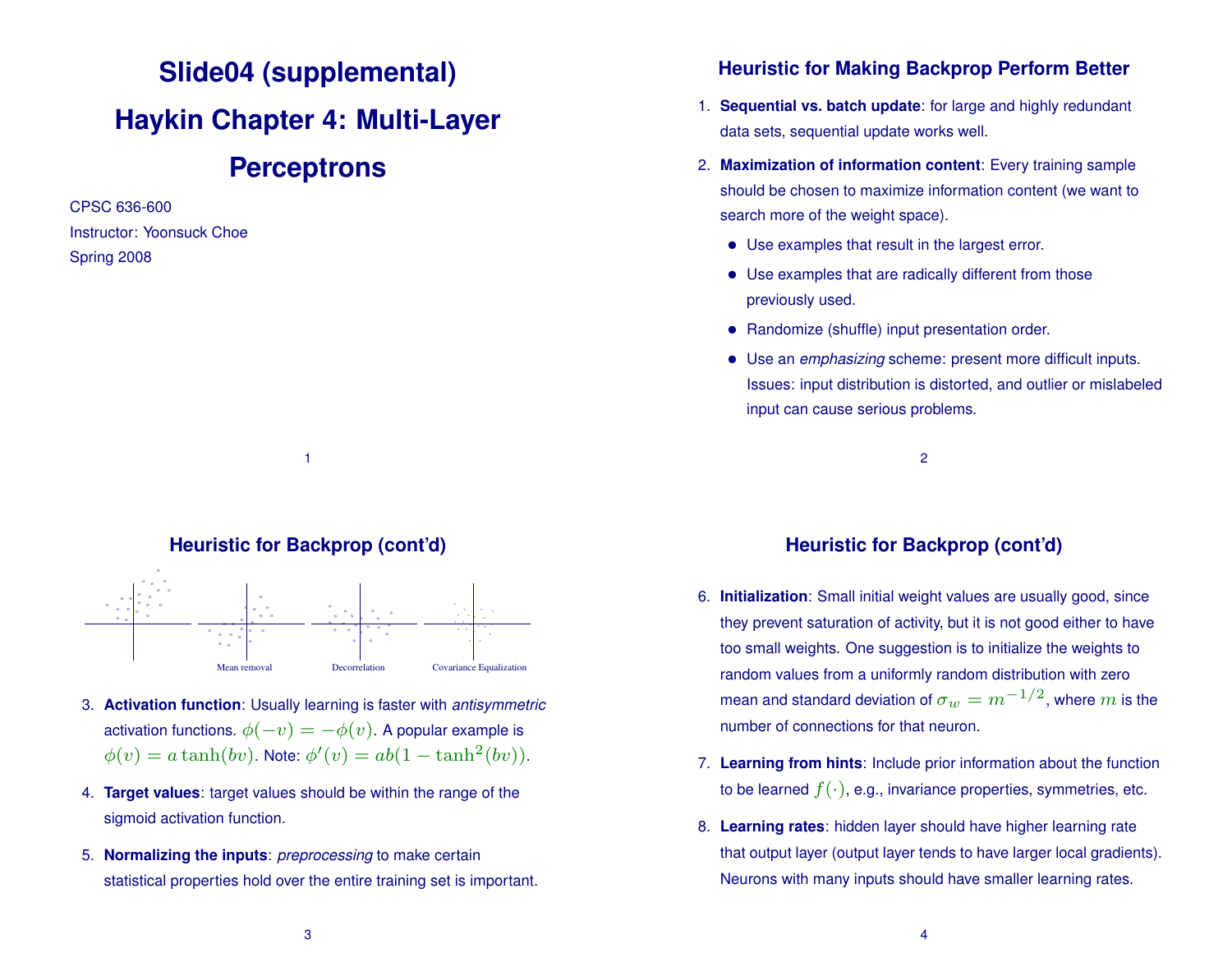# Slide04 (supplemental)

# Haykin Chapter 4: Multi-Layer Perceptrons

CPSC 636-600
Instructor: Yoonsuck Choe
Spring 2008

## Heuristic for Making Backprop Perform Better

1. **Sequential vs. batch update**: for large and highly redundant data sets, sequential update works well.
2. **Maximization of information content**: Every training sample should be chosen to maximize information content (we want to search more of the weight space).
   - Use examples that result in the largest error.
   - Use examples that are radically different from those previously used.
   - Randomize (shuffle) input presentation order.
   - Use an *emphasizing* scheme: present more difficult inputs. Issues: input distribution is distorted, and outlier or mislabeled input can cause serious problems.

## Heuristic for Backprop (cont'd)

Mean removal    Decorrelation    Covariance Equalization

3. **Activation function**: Usually learning is faster with *antisymmetric* activation functions. $\phi(-v) = -\phi(v)$. A popular example is $\phi(v) = a\tanh(bv)$. Note: $\phi'(v) = ab(1 - \tanh^2(bv))$.
4. **Target values**: target values should be within the range of the sigmoid activation function.
5. **Normalizing the inputs**: *preprocessing* to make certain statistical properties hold over the entire training set is important.

## Heuristic for Backprop (cont'd)

6. **Initialization**: Small initial weight values are usually good, since they prevent saturation of activity, but it is not good either to have too small weights. One suggestion is to initialize the weights to random values from a uniformly random distribution with zero mean and standard deviation of $\sigma_w = m^{-1/2}$, where $m$ is the number of connections for that neuron.
7. **Learning from hints**: Include prior information about the function to be learned $f(\cdot)$, e.g., invariance properties, symmetries, etc.
8. **Learning rates**: hidden layer should have higher learning rate that output layer (output layer tends to have larger local gradients). Neurons with many inputs should have smaller learning rates.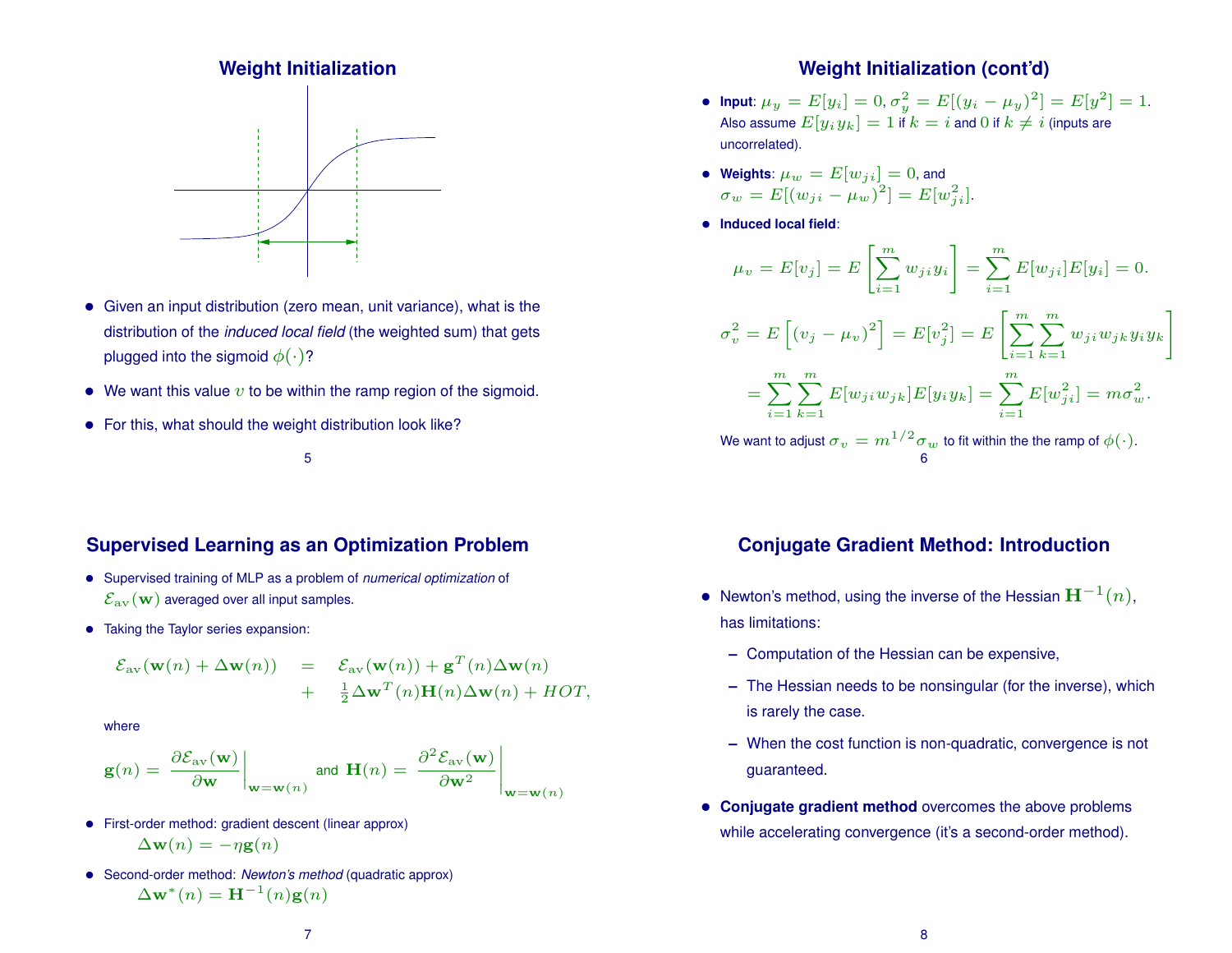## Weight Initialization

- Given an input distribution (zero mean, unit variance), what is the distribution of the *induced local field* (the weighted sum) that gets plugged into the sigmoid $\phi(\cdot)$?
- We want this value $v$ to be within the ramp region of the sigmoid.
- For this, what should the weight distribution look like?

## Weight Initialization (cont'd)

- **Input**: $\mu_y = E[y_i] = 0, \sigma_y^2 = E[(y_i - \mu_y)^2] = E[y^2] = 1$. Also assume $E[y_i y_k] = 1$ if $k = i$ and $0$ if $k \neq i$ (inputs are uncorrelated).
- **Weights**: $\mu_w = E[w_{ji}] = 0$, and $\sigma_w = E[(w_{ji} - \mu_w)^2] = E[w_{ji}^2]$.
- **Induced local field**:

$$\mu_v = E[v_j] = E\left[\sum_{i=1}^{m} w_{ji} y_i\right] = \sum_{i=1}^{m} E[w_{ji}]E[y_i] = 0.$$

$$\sigma_v^2 = E\left[(v_j - \mu_v)^2\right] = E[v_j^2] = E\left[\sum_{i=1}^{m}\sum_{k=1}^{m} w_{ji} w_{jk} y_i y_k\right]$$

$$= \sum_{i=1}^{m}\sum_{k=1}^{m} E[w_{ji} w_{jk}]E[y_i y_k] = \sum_{i=1}^{m} E[w_{ji}^2] = m\sigma_w^2.$$

We want to adjust $\sigma_v = m^{1/2}\sigma_w$ to fit within the the ramp of $\phi(\cdot)$.

## Supervised Learning as an Optimization Problem

- Supervised training of MLP as a problem of *numerical optimization* of $\mathcal{E}_{\text{av}}(\mathbf{w})$ averaged over all input samples.
- Taking the Taylor series expansion:

$$\begin{aligned}\mathcal{E}_{\text{av}}(\mathbf{w}(n) + \Delta\mathbf{w}(n)) &= \mathcal{E}_{\text{av}}(\mathbf{w}(n)) + \mathbf{g}^T(n)\Delta\mathbf{w}(n) \\ &+ \tfrac{1}{2}\Delta\mathbf{w}^T(n)\mathbf{H}(n)\Delta\mathbf{w}(n) + HOT,\end{aligned}$$

where

$$\mathbf{g}(n) = \left.\frac{\partial \mathcal{E}_{\text{av}}(\mathbf{w})}{\partial \mathbf{w}}\right|_{\mathbf{w}=\mathbf{w}(n)} \text{ and } \mathbf{H}(n) = \left.\frac{\partial^2 \mathcal{E}_{\text{av}}(\mathbf{w})}{\partial \mathbf{w}^2}\right|_{\mathbf{w}=\mathbf{w}(n)}$$

- First-order method: gradient descent (linear approx)
  $\Delta\mathbf{w}(n) = -\eta\mathbf{g}(n)$
- Second-order method: *Newton's method* (quadratic approx)
  $\Delta\mathbf{w}^*(n) = \mathbf{H}^{-1}(n)\mathbf{g}(n)$

## Conjugate Gradient Method: Introduction

- Newton's method, using the inverse of the Hessian $\mathbf{H}^{-1}(n)$, has limitations:
  - Computation of the Hessian can be expensive,
  - The Hessian needs to be nonsingular (for the inverse), which is rarely the case.
  - When the cost function is non-quadratic, convergence is not guaranteed.
- **Conjugate gradient method** overcomes the above problems while accelerating convergence (it's a second-order method).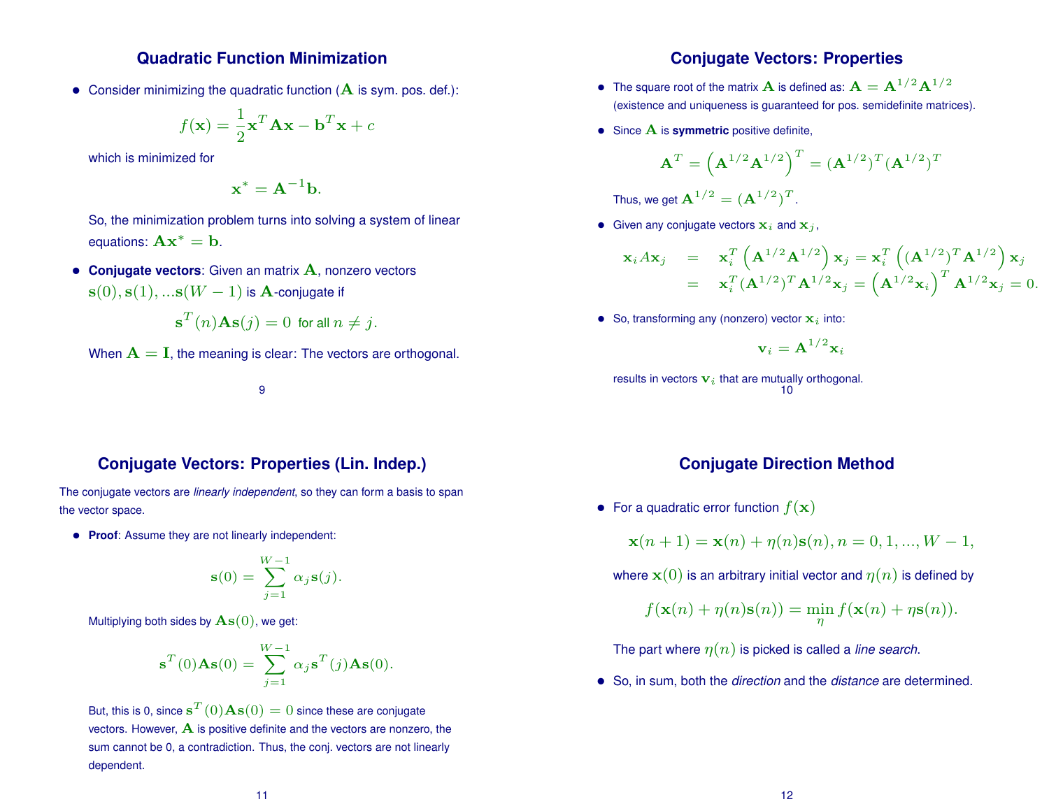## Quadratic Function Minimization

- Consider minimizing the quadratic function ($\mathbf{A}$ is sym. pos. def.):

$$f(\mathbf{x}) = \frac{1}{2}\mathbf{x}^T\mathbf{A}\mathbf{x} - \mathbf{b}^T\mathbf{x} + c$$

  which is minimized for

$$\mathbf{x}^* = \mathbf{A}^{-1}\mathbf{b}.$$

  So, the minimization problem turns into solving a system of linear equations: $\mathbf{A}\mathbf{x}^* = \mathbf{b}$.

- **Conjugate vectors**: Given an matrix $\mathbf{A}$, nonzero vectors $\mathbf{s}(0), \mathbf{s}(1), ...\mathbf{s}(W-1)$ is $\mathbf{A}$-conjugate if

$$\mathbf{s}^T(n)\mathbf{A}\mathbf{s}(j) = 0 \text{ for all } n \neq j.$$

  When $\mathbf{A} = \mathbf{I}$, the meaning is clear: The vectors are orthogonal.

## Conjugate Vectors: Properties

- The square root of the matrix $\mathbf{A}$ is defined as: $\mathbf{A} = \mathbf{A}^{1/2}\mathbf{A}^{1/2}$ (existence and uniqueness is guaranteed for pos. semidefinite matrices).

- Since $\mathbf{A}$ is **symmetric** positive definite,

$$\mathbf{A}^T = \left(\mathbf{A}^{1/2}\mathbf{A}^{1/2}\right)^T = (\mathbf{A}^{1/2})^T(\mathbf{A}^{1/2})^T$$

  Thus, we get $\mathbf{A}^{1/2} = (\mathbf{A}^{1/2})^T$.

- Given any conjugate vectors $\mathbf{x}_i$ and $\mathbf{x}_j$,

$$\begin{aligned}
\mathbf{x}_i A \mathbf{x}_j &= \mathbf{x}_i^T\left(\mathbf{A}^{1/2}\mathbf{A}^{1/2}\right)\mathbf{x}_j = \mathbf{x}_i^T\left((\mathbf{A}^{1/2})^T\mathbf{A}^{1/2}\right)\mathbf{x}_j \\
&= \mathbf{x}_i^T(\mathbf{A}^{1/2})^T\mathbf{A}^{1/2}\mathbf{x}_j = \left(\mathbf{A}^{1/2}\mathbf{x}_i\right)^T\mathbf{A}^{1/2}\mathbf{x}_j = 0.
\end{aligned}$$

- So, transforming any (nonzero) vector $\mathbf{x}_i$ into:

$$\mathbf{v}_i = \mathbf{A}^{1/2}\mathbf{x}_i$$

  results in vectors $\mathbf{v}_i$ that are mutually orthogonal.

## Conjugate Vectors: Properties (Lin. Indep.)

The conjugate vectors are *linearly independent*, so they can form a basis to span the vector space.

- **Proof**: Assume they are not linearly independent:

$$\mathbf{s}(0) = \sum_{j=1}^{W-1}\alpha_j\mathbf{s}(j).$$

  Multiplying both sides by $\mathbf{A}\mathbf{s}(0)$, we get:

$$\mathbf{s}^T(0)\mathbf{A}\mathbf{s}(0) = \sum_{j=1}^{W-1}\alpha_j\mathbf{s}^T(j)\mathbf{A}\mathbf{s}(0).$$

  But, this is 0, since $\mathbf{s}^T(0)\mathbf{A}\mathbf{s}(0) = 0$ since these are conjugate vectors. However, $\mathbf{A}$ is positive definite and the vectors are nonzero, the sum cannot be 0, a contradiction. Thus, the conj. vectors are not linearly dependent.

## Conjugate Direction Method

- For a quadratic error function $f(\mathbf{x})$

$$\mathbf{x}(n+1) = \mathbf{x}(n) + \eta(n)\mathbf{s}(n), n = 0, 1, ..., W-1,$$

  where $\mathbf{x}(0)$ is an arbitrary initial vector and $\eta(n)$ is defined by

$$f(\mathbf{x}(n) + \eta(n)\mathbf{s}(n)) = \min_{\eta} f(\mathbf{x}(n) + \eta\mathbf{s}(n)).$$

  The part where $\eta(n)$ is picked is called a *line search*.

- So, in sum, both the *direction* and the *distance* are determined.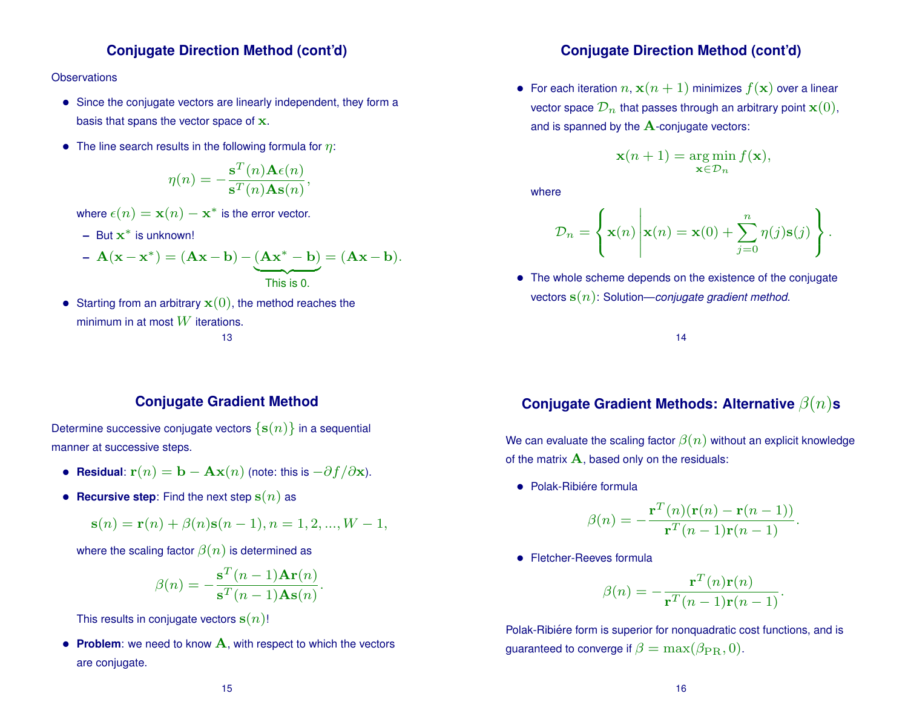## Conjugate Direction Method (cont'd)

Observations

- Since the conjugate vectors are linearly independent, they form a basis that spans the vector space of $\mathbf{x}$.
- The line search results in the following formula for $\eta$:

$$\eta(n) = -\frac{\mathbf{s}^T(n)\mathbf{A}\epsilon(n)}{\mathbf{s}^T(n)\mathbf{A}\mathbf{s}(n)},$$

  where $\epsilon(n) = \mathbf{x}(n) - \mathbf{x}^*$ is the error vector.
  - But $\mathbf{x}^*$ is unknown!
  - $\mathbf{A}(\mathbf{x}-\mathbf{x}^*) = (\mathbf{A}\mathbf{x}-\mathbf{b}) - \underbrace{(\mathbf{A}\mathbf{x}^*-\mathbf{b})}_{\text{This is 0.}} = (\mathbf{A}\mathbf{x}-\mathbf{b})$.
- Starting from an arbitrary $\mathbf{x}(0)$, the method reaches the minimum in at most $W$ iterations.

## Conjugate Direction Method (cont'd)

- For each iteration $n$, $\mathbf{x}(n+1)$ minimizes $f(\mathbf{x})$ over a linear vector space $\mathcal{D}_n$ that passes through an arbitrary point $\mathbf{x}(0)$, and is spanned by the $\mathbf{A}$-conjugate vectors:

$$\mathbf{x}(n+1) = \arg\min_{\mathbf{x}\in\mathcal{D}_n} f(\mathbf{x}),$$

  where

$$\mathcal{D}_n = \left\{ \mathbf{x}(n) \,\middle|\, \mathbf{x}(n) = \mathbf{x}(0) + \sum_{j=0}^{n} \eta(j)\mathbf{s}(j) \right\}.$$

- The whole scheme depends on the existence of the conjugate vectors $\mathbf{s}(n)$: Solution—*conjugate gradient method*.

## Conjugate Gradient Method

Determine successive conjugate vectors $\{\mathbf{s}(n)\}$ in a sequential manner at successive steps.

- **Residual**: $\mathbf{r}(n) = \mathbf{b} - \mathbf{A}\mathbf{x}(n)$ (note: this is $-\partial f/\partial \mathbf{x}$).
- **Recursive step**: Find the next step $\mathbf{s}(n)$ as

$$\mathbf{s}(n) = \mathbf{r}(n) + \beta(n)\mathbf{s}(n-1), n = 1, 2, ..., W-1,$$

  where the scaling factor $\beta(n)$ is determined as

$$\beta(n) = -\frac{\mathbf{s}^T(n-1)\mathbf{A}\mathbf{r}(n)}{\mathbf{s}^T(n-1)\mathbf{A}\mathbf{s}(n)}.$$

  This results in conjugate vectors $\mathbf{s}(n)$!
- **Problem**: we need to know $\mathbf{A}$, with respect to which the vectors are conjugate.

## Conjugate Gradient Methods: Alternative $\beta(n)$s

We can evaluate the scaling factor $\beta(n)$ without an explicit knowledge of the matrix $\mathbf{A}$, based only on the residuals:

- Polak-Ribiére formula

$$\beta(n) = -\frac{\mathbf{r}^T(n)(\mathbf{r}(n) - \mathbf{r}(n-1))}{\mathbf{r}^T(n-1)\mathbf{r}(n-1)}.$$

- Fletcher-Reeves formula

$$\beta(n) = -\frac{\mathbf{r}^T(n)\mathbf{r}(n)}{\mathbf{r}^T(n-1)\mathbf{r}(n-1)}.$$

Polak-Ribiére form is superior for nonquadratic cost functions, and is guaranteed to converge if $\beta = \max(\beta_{\mathrm{PR}}, 0)$.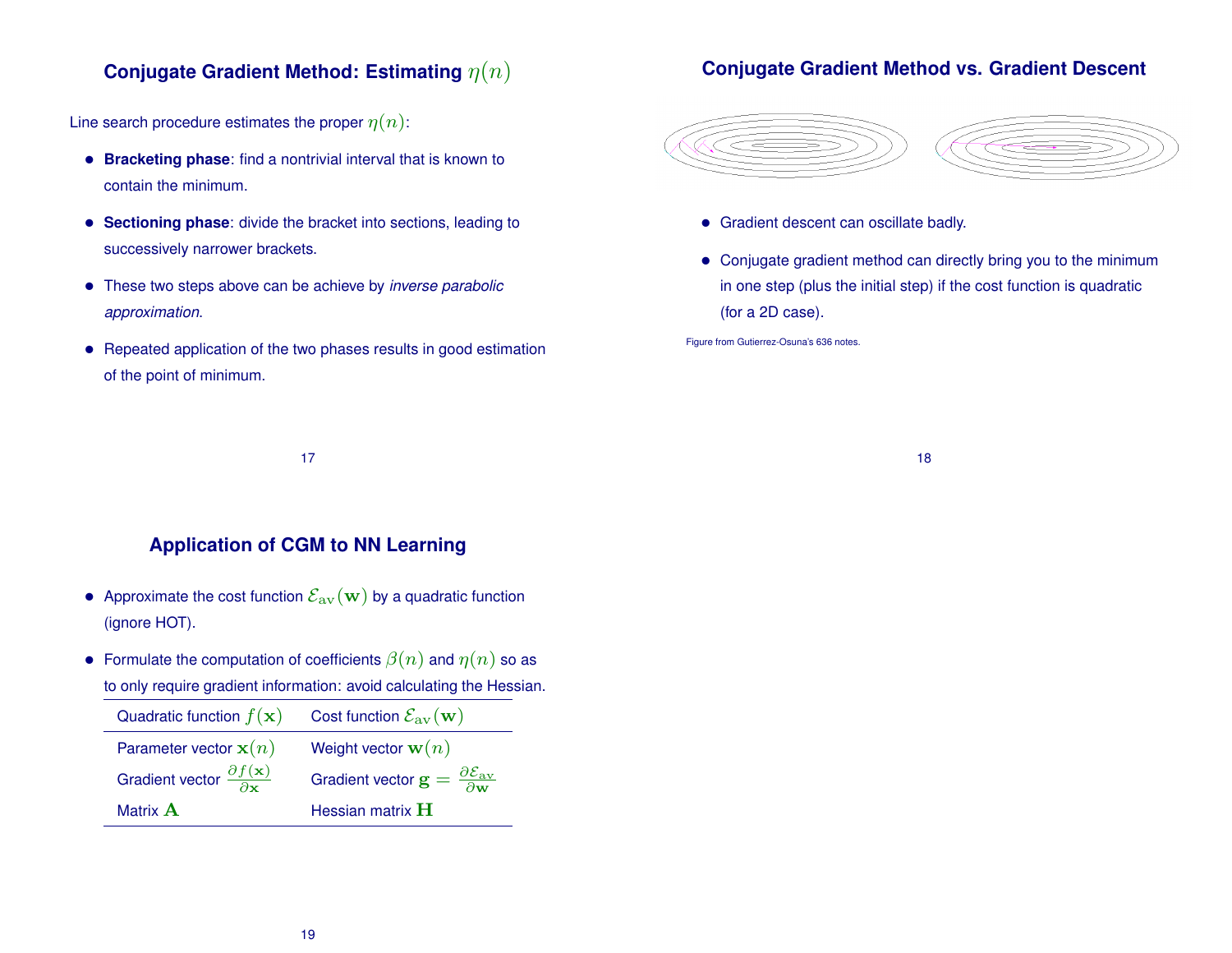## Conjugate Gradient Method: Estimating $\eta(n)$

Line search procedure estimates the proper $\eta(n)$:

- **Bracketing phase**: find a nontrivial interval that is known to contain the minimum.
- **Sectioning phase**: divide the bracket into sections, leading to successively narrower brackets.
- These two steps above can be achieve by *inverse parabolic approximation*.
- Repeated application of the two phases results in good estimation of the point of minimum.

## Conjugate Gradient Method vs. Gradient Descent

- Gradient descent can oscillate badly.
- Conjugate gradient method can directly bring you to the minimum in one step (plus the initial step) if the cost function is quadratic (for a 2D case).

Figure from Gutierrez-Osuna's 636 notes.

## Application of CGM to NN Learning

- Approximate the cost function $\mathcal{E}_{\text{av}}(\mathbf{w})$ by a quadratic function (ignore HOT).
- Formulate the computation of coefficients $\beta(n)$ and $\eta(n)$ so as to only require gradient information: avoid calculating the Hessian.

| Quadratic function $f(\mathbf{x})$ | Cost function $\mathcal{E}_{\text{av}}(\mathbf{w})$ |
|---|---|
| Parameter vector $\mathbf{x}(n)$ | Weight vector $\mathbf{w}(n)$ |
| Gradient vector $\frac{\partial f(\mathbf{x})}{\partial \mathbf{x}}$ | Gradient vector $\mathbf{g} = \frac{\partial \mathcal{E}_{\text{av}}}{\partial \mathbf{w}}$ |
| Matrix $\mathbf{A}$ | Hessian matrix $\mathbf{H}$ |